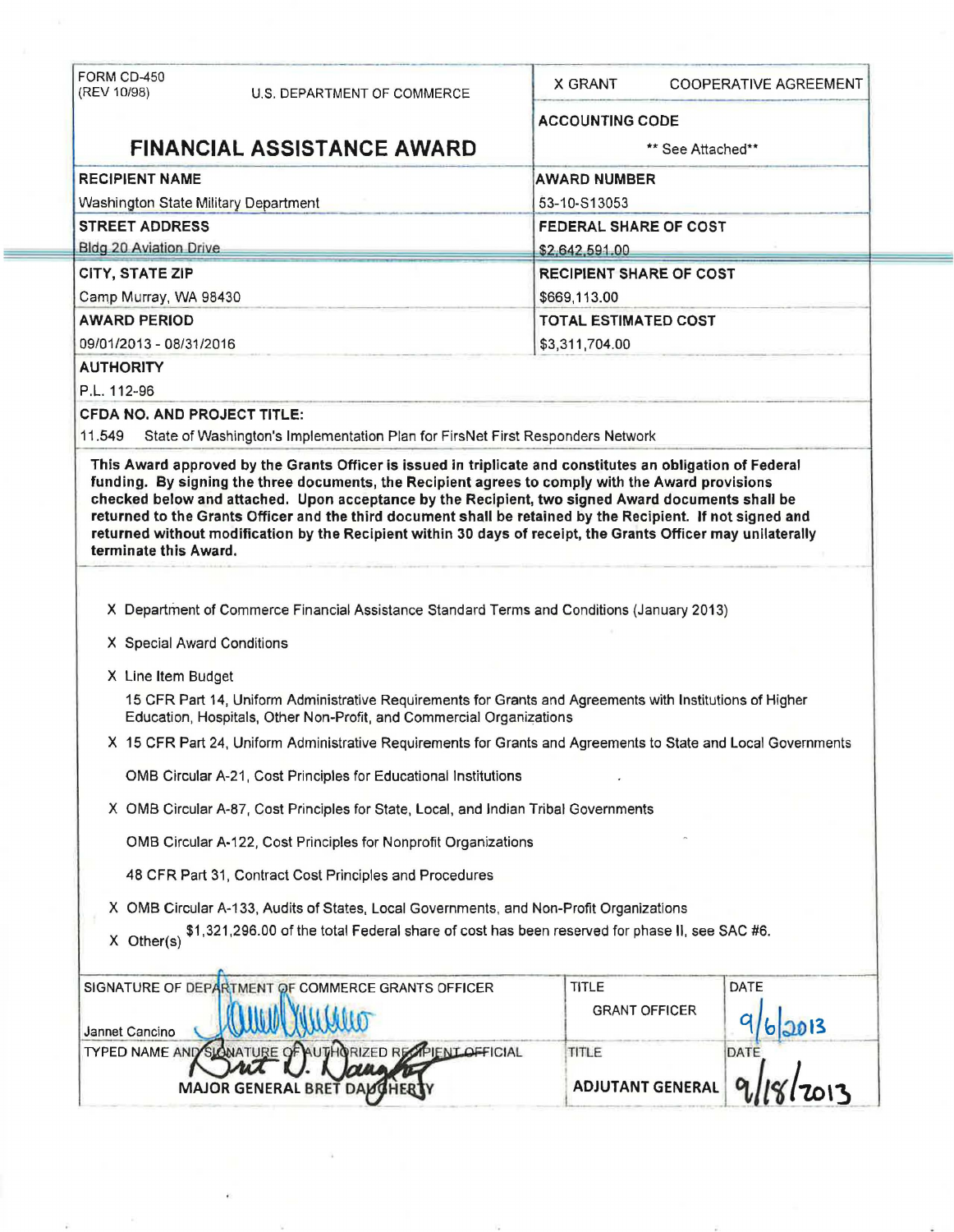FORM CD-450
(REV 10/98)

U.S. DEPARTMENT OF COMMERCE

# FINANCIAL ASSISTANCE AWARD

| | |
|---|---|
| X GRANT | COOPERATIVE AGREEMENT |
| **ACCOUNTING CODE** | ** See Attached** |

| | |
|---|---|
| **RECIPIENT NAME**<br>Washington State Military Department | **AWARD NUMBER**<br>53-10-S13053 |
| **STREET ADDRESS**<br>Bldg 20 Aviation Drive | **FEDERAL SHARE OF COST**<br>$2,642,591.00 |
| **CITY, STATE ZIP**<br>Camp Murray, WA 98430 | **RECIPIENT SHARE OF COST**<br>$669,113.00 |
| **AWARD PERIOD**<br>09/01/2013 - 08/31/2016 | **TOTAL ESTIMATED COST**<br>$3,311,704.00 |

**AUTHORITY**

P.L. 112-96

**CFDA NO. AND PROJECT TITLE:**

11.549 State of Washington's Implementation Plan for FirsNet First Responders Network

**This Award approved by the Grants Officer is issued in triplicate and constitutes an obligation of Federal funding. By signing the three documents, the Recipient agrees to comply with the Award provisions checked below and attached. Upon acceptance by the Recipient, two signed Award documents shall be returned to the Grants Officer and the third document shall be retained by the Recipient. If not signed and returned without modification by the Recipient within 30 days of receipt, the Grants Officer may unilaterally terminate this Award.**

X Department of Commerce Financial Assistance Standard Terms and Conditions (January 2013)

X Special Award Conditions

X Line Item Budget

15 CFR Part 14, Uniform Administrative Requirements for Grants and Agreements with Institutions of Higher Education, Hospitals, Other Non-Profit, and Commercial Organizations

X 15 CFR Part 24, Uniform Administrative Requirements for Grants and Agreements to State and Local Governments

OMB Circular A-21, Cost Principles for Educational Institutions

X OMB Circular A-87, Cost Principles for State, Local, and Indian Tribal Governments

OMB Circular A-122, Cost Principles for Nonprofit Organizations

48 CFR Part 31, Contract Cost Principles and Procedures

X OMB Circular A-133, Audits of States, Local Governments, and Non-Profit Organizations

X Other(s) $1,321,296.00 of the total Federal share of cost has been reserved for phase II, see SAC #6.

| SIGNATURE OF DEPARTMENT OF COMMERCE GRANTS OFFICER | TITLE | DATE |
|---|---|---|
| Jannet Cancino | GRANT OFFICER | 9/6/2013 |
| **TYPED NAME AND SIGNATURE OF AUTHORIZED RECIPIENT OFFICIAL** | **TITLE** | **DATE** |
| MAJOR GENERAL BRET DAUGHERTY | ADJUTANT GENERAL | 9/18/2013 |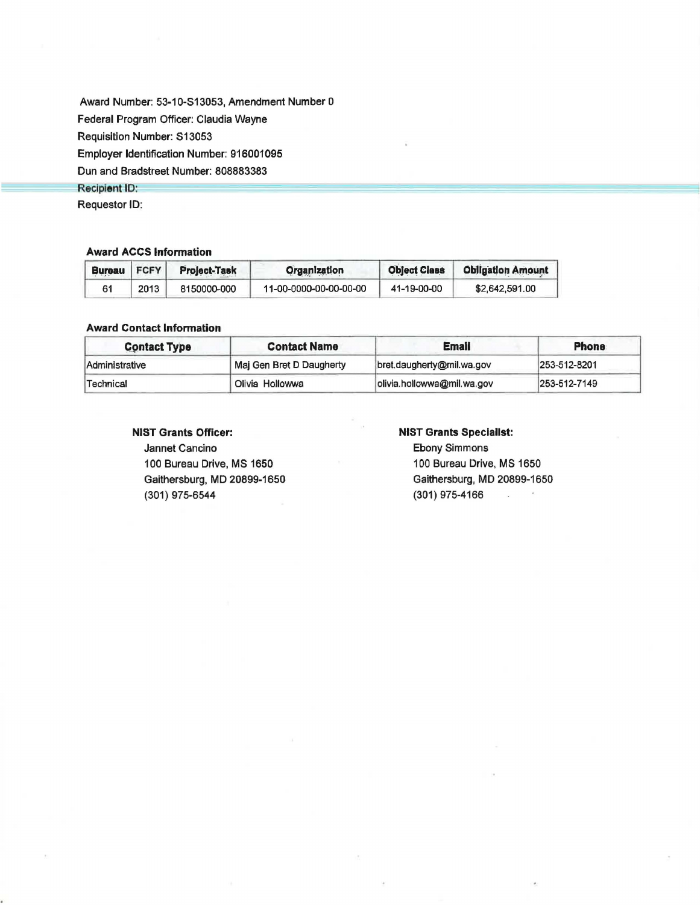Award Number: 53-10-S13053, Amendment Number 0

Federal Program Officer: Claudia Wayne

Requisition Number: S13053

Employer Identification Number: 916001095

Dun and Bradstreet Number: 808883383

Recipient ID:

Requestor ID:

### Award ACCS Information

| Bureau | FCFY | Project-Task | Organization | Object Class | Obligation Amount |
|---|---|---|---|---|---|
| 61 | 2013 | 8150000-000 | 11-00-0000-00-00-00-00 | 41-19-00-00 | $2,642,591.00 |

### Award Contact Information

| Contact Type | Contact Name | Email | Phone |
|---|---|---|---|
| Administrative | Maj Gen Bret D Daugherty | bret.daugherty@mil.wa.gov | 253-512-8201 |
| Technical | Olivia Hollowwa | olivia.hollowwa@mil.wa.gov | 253-512-7149 |

**NIST Grants Officer:**

Jannet Cancino
100 Bureau Drive, MS 1650
Gaithersburg, MD 20899-1650
(301) 975-6544

**NIST Grants Specialist:**

Ebony Simmons
100 Bureau Drive, MS 1650
Gaithersburg, MD 20899-1650
(301) 975-4166